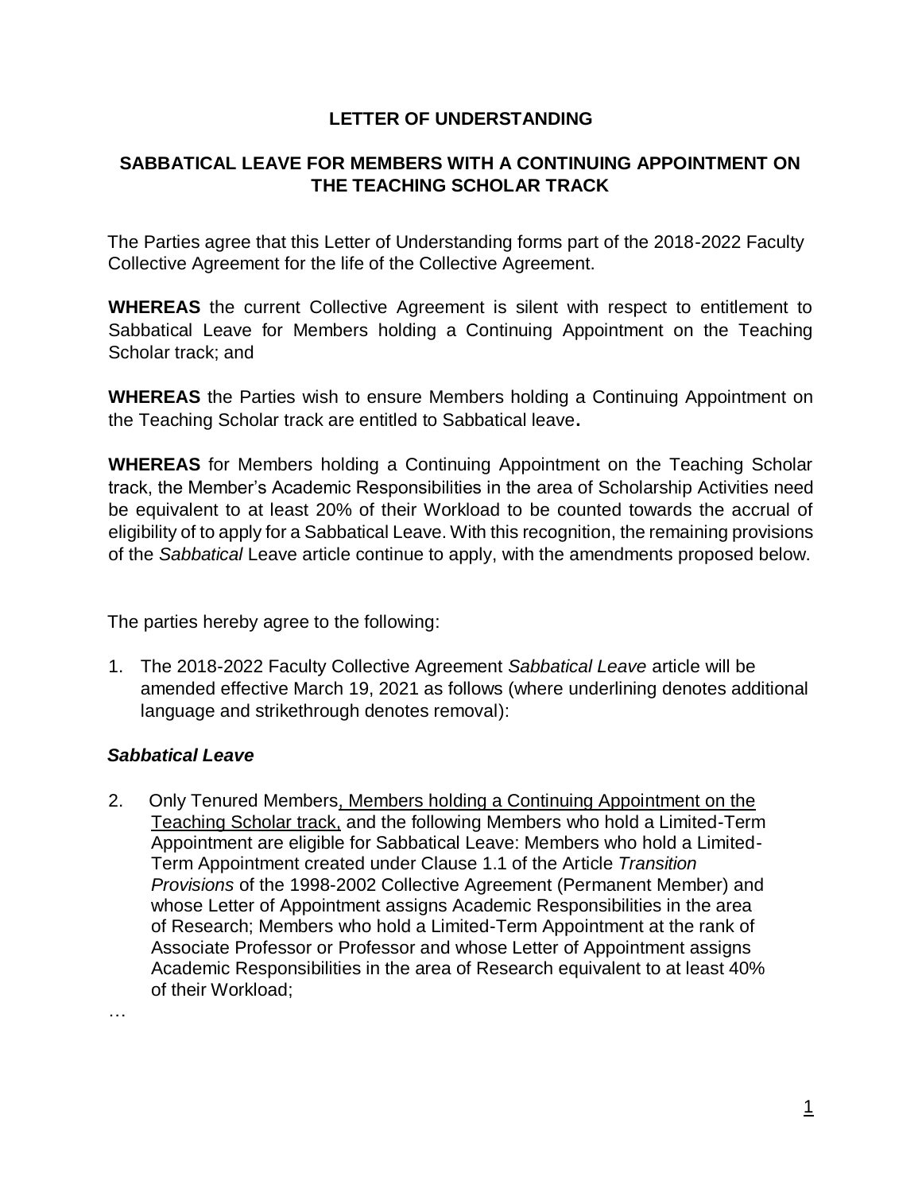**LETTER OF UNDERSTANDING**

**SABBATICAL LEAVE FOR MEMBERS WITH A CONTINUING APPOINTMENT ON THE TEACHING SCHOLAR TRACK**

The Parties agree that this Letter of Understanding forms part of the 2018-2022 Faculty Collective Agreement for the life of the Collective Agreement.

**WHEREAS** the current Collective Agreement is silent with respect to entitlement to Sabbatical Leave for Members holding a Continuing Appointment on the Teaching Scholar track; and

**WHEREAS** the Parties wish to ensure Members holding a Continuing Appointment on the Teaching Scholar track are entitled to Sabbatical leave**.**

**WHEREAS** for Members holding a Continuing Appointment on the Teaching Scholar track, the Member's Academic Responsibilities in the area of Scholarship Activities need be equivalent to at least 20% of their Workload to be counted towards the accrual of eligibility of to apply for a Sabbatical Leave. With this recognition, the remaining provisions of the *Sabbatical* Leave article continue to apply, with the amendments proposed below.

The parties hereby agree to the following:

1. The 2018-2022 Faculty Collective Agreement *Sabbatical Leave* article will be amended effective March 19, 2021 as follows (where underlining denotes additional language and strikethrough denotes removal):

***Sabbatical Leave***

2. Only Tenured Members<u>, Members holding a Continuing Appointment on the Teaching Scholar track,</u> and the following Members who hold a Limited-Term Appointment are eligible for Sabbatical Leave: Members who hold a Limited-Term Appointment created under Clause 1.1 of the Article *Transition Provisions* of the 1998-2002 Collective Agreement (Permanent Member) and whose Letter of Appointment assigns Academic Responsibilities in the area of Research; Members who hold a Limited-Term Appointment at the rank of Associate Professor or Professor and whose Letter of Appointment assigns Academic Responsibilities in the area of Research equivalent to at least 40% of their Workload;

…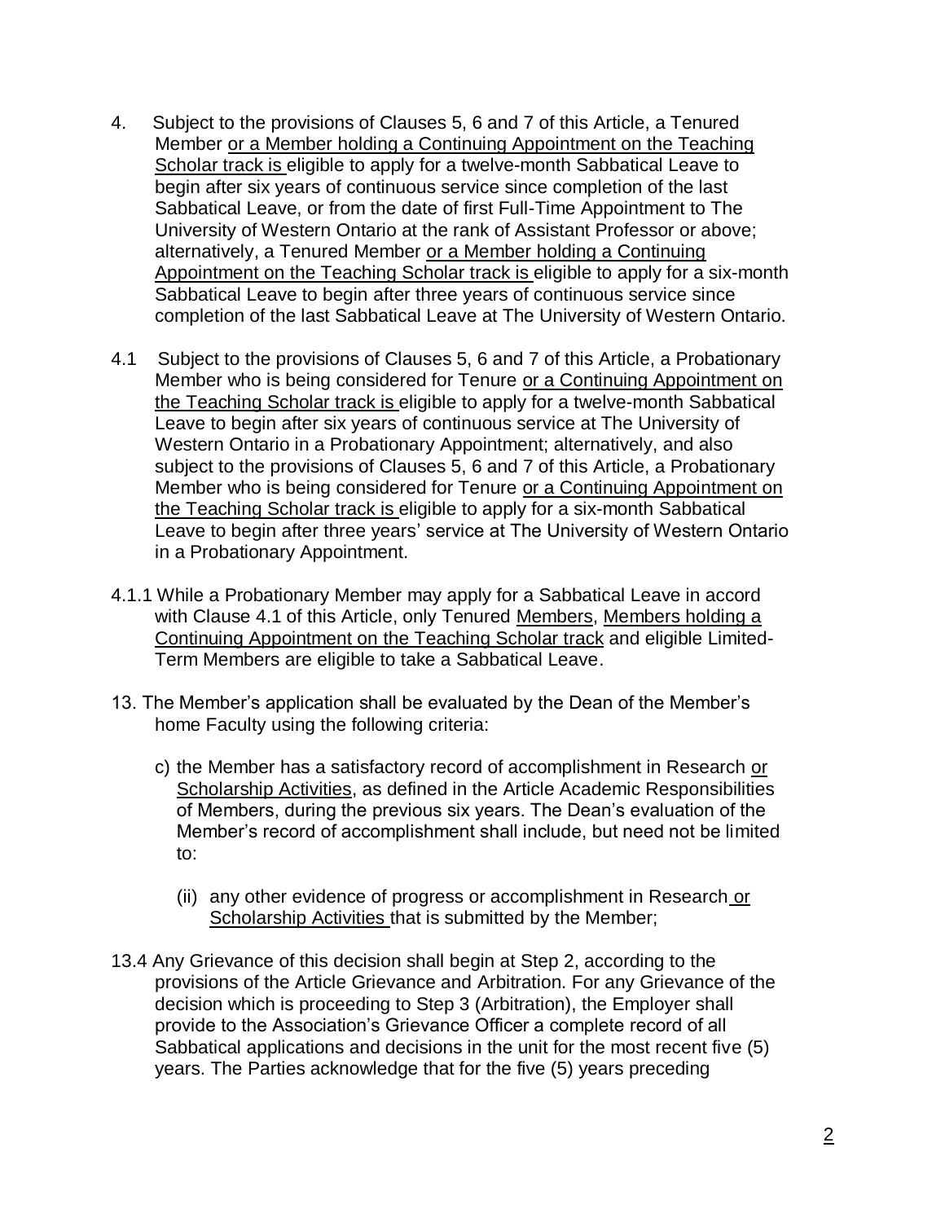4. Subject to the provisions of Clauses 5, 6 and 7 of this Article, a Tenured Member <u>or a Member holding a Continuing Appointment on the Teaching Scholar track is</u> eligible to apply for a twelve-month Sabbatical Leave to begin after six years of continuous service since completion of the last Sabbatical Leave, or from the date of first Full-Time Appointment to The University of Western Ontario at the rank of Assistant Professor or above; alternatively, a Tenured Member <u>or a Member holding a Continuing Appointment on the Teaching Scholar track is</u> eligible to apply for a six-month Sabbatical Leave to begin after three years of continuous service since completion of the last Sabbatical Leave at The University of Western Ontario.

4.1 Subject to the provisions of Clauses 5, 6 and 7 of this Article, a Probationary Member who is being considered for Tenure <u>or a Continuing Appointment on the Teaching Scholar track is</u> eligible to apply for a twelve-month Sabbatical Leave to begin after six years of continuous service at The University of Western Ontario in a Probationary Appointment; alternatively, and also subject to the provisions of Clauses 5, 6 and 7 of this Article, a Probationary Member who is being considered for Tenure <u>or a Continuing Appointment on the Teaching Scholar track is</u> eligible to apply for a six-month Sabbatical Leave to begin after three years' service at The University of Western Ontario in a Probationary Appointment.

4.1.1 While a Probationary Member may apply for a Sabbatical Leave in accord with Clause 4.1 of this Article, only Tenured <u>Members</u>, <u>Members holding a Continuing Appointment on the Teaching Scholar track</u> and eligible Limited-Term Members are eligible to take a Sabbatical Leave.

13. The Member's application shall be evaluated by the Dean of the Member's home Faculty using the following criteria:

   c) the Member has a satisfactory record of accomplishment in Research <u>or Scholarship Activities</u>, as defined in the Article Academic Responsibilities of Members, during the previous six years. The Dean's evaluation of the Member's record of accomplishment shall include, but need not be limited to:

      (ii) any other evidence of progress or accomplishment in Research <u>or Scholarship Activities</u> that is submitted by the Member;

13.4 Any Grievance of this decision shall begin at Step 2, according to the provisions of the Article Grievance and Arbitration. For any Grievance of the decision which is proceeding to Step 3 (Arbitration), the Employer shall provide to the Association's Grievance Officer a complete record of all Sabbatical applications and decisions in the unit for the most recent five (5) years. The Parties acknowledge that for the five (5) years preceding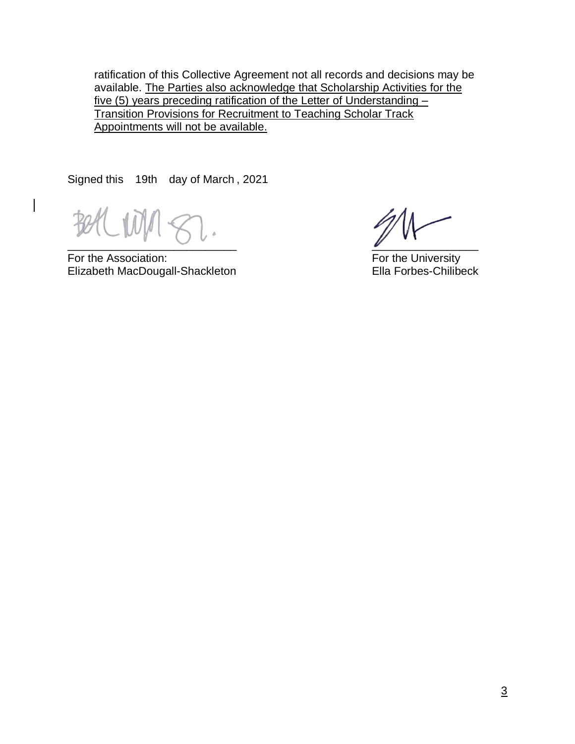ratification of this Collective Agreement not all records and decisions may be available. <u>The Parties also acknowledge that Scholarship Activities for the five (5) years preceding ratification of the Letter of Understanding – Transition Provisions for Recruitment to Teaching Scholar Track Appointments will not be available.</u>

Signed this 19th day of March, 2021

| | |
|---|---|
| _________________________ | _________________ |
| For the Association: | For the University |
| Elizabeth MacDougall-Shackleton | Ella Forbes-Chilibeck |